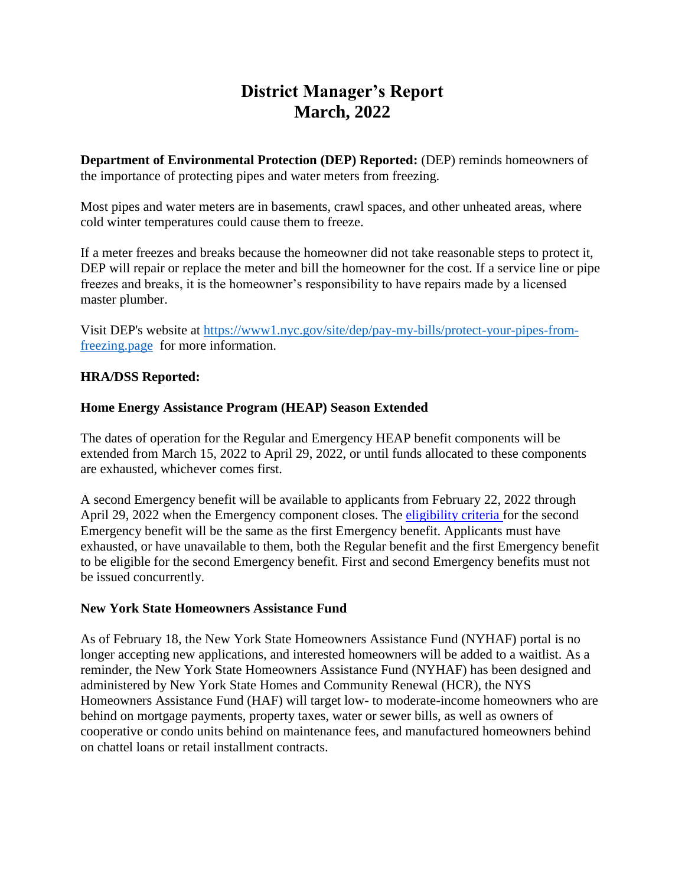# District Manager's Report
# March, 2022

**Department of Environmental Protection (DEP) Reported:** (DEP) reminds homeowners of the importance of protecting pipes and water meters from freezing.

Most pipes and water meters are in basements, crawl spaces, and other unheated areas, where cold winter temperatures could cause them to freeze.

If a meter freezes and breaks because the homeowner did not take reasonable steps to protect it, DEP will repair or replace the meter and bill the homeowner for the cost. If a service line or pipe freezes and breaks, it is the homeowner's responsibility to have repairs made by a licensed master plumber.

Visit DEP's website at [https://www1.nyc.gov/site/dep/pay-my-bills/protect-your-pipes-from-freezing.page](https://www1.nyc.gov/site/dep/pay-my-bills/protect-your-pipes-from-freezing.page) for more information.

**HRA/DSS Reported:**

**Home Energy Assistance Program (HEAP) Season Extended**

The dates of operation for the Regular and Emergency HEAP benefit components will be extended from March 15, 2022 to April 29, 2022, or until funds allocated to these components are exhausted, whichever comes first.

A second Emergency benefit will be available to applicants from February 22, 2022 through April 29, 2022 when the Emergency component closes. The eligibility criteria for the second Emergency benefit will be the same as the first Emergency benefit. Applicants must have exhausted, or have unavailable to them, both the Regular benefit and the first Emergency benefit to be eligible for the second Emergency benefit. First and second Emergency benefits must not be issued concurrently.

**New York State Homeowners Assistance Fund**

As of February 18, the New York State Homeowners Assistance Fund (NYHAF) portal is no longer accepting new applications, and interested homeowners will be added to a waitlist. As a reminder, the New York State Homeowners Assistance Fund (NYHAF) has been designed and administered by New York State Homes and Community Renewal (HCR), the NYS Homeowners Assistance Fund (HAF) will target low- to moderate-income homeowners who are behind on mortgage payments, property taxes, water or sewer bills, as well as owners of cooperative or condo units behind on maintenance fees, and manufactured homeowners behind on chattel loans or retail installment contracts.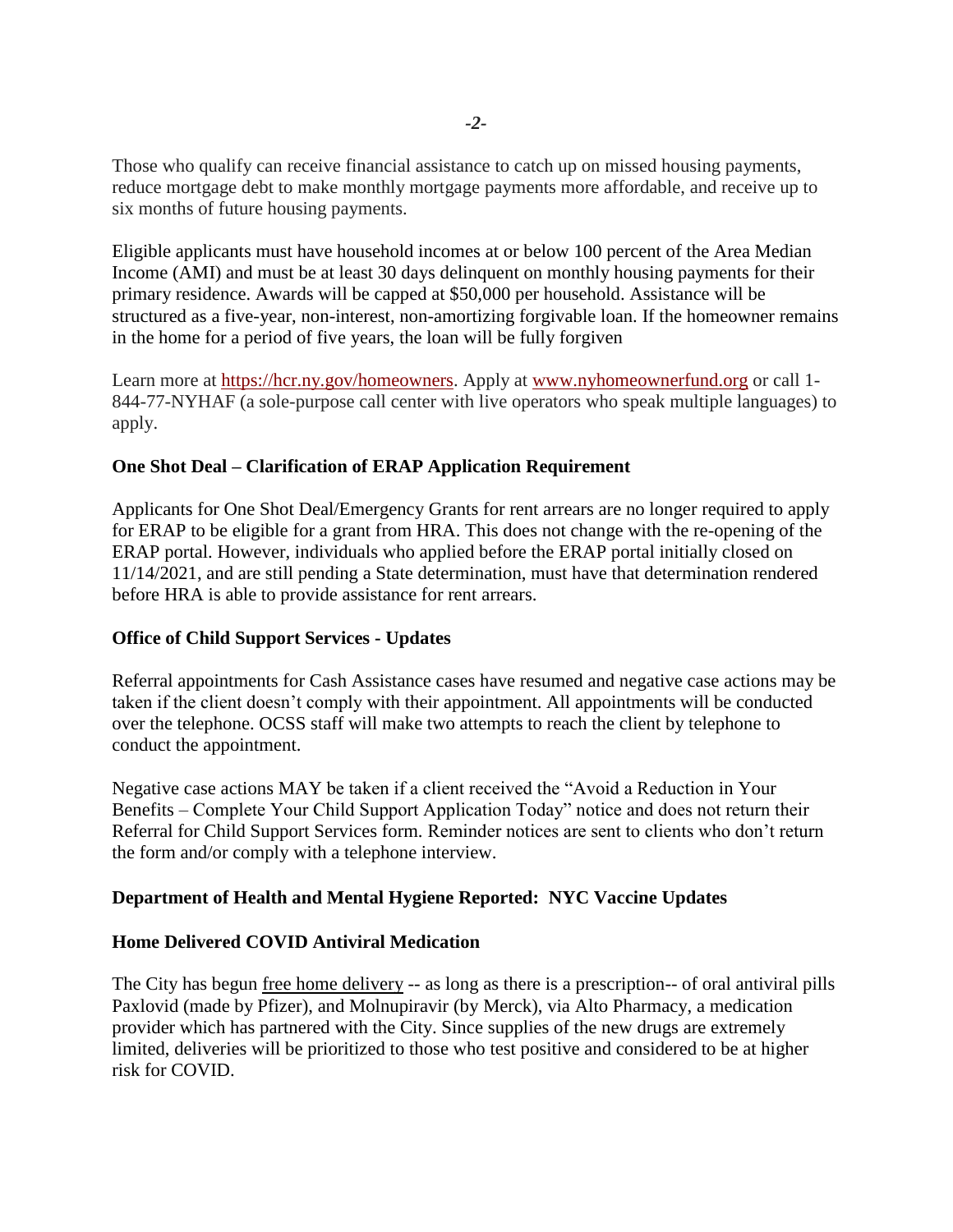Those who qualify can receive financial assistance to catch up on missed housing payments, reduce mortgage debt to make monthly mortgage payments more affordable, and receive up to six months of future housing payments.

Eligible applicants must have household incomes at or below 100 percent of the Area Median Income (AMI) and must be at least 30 days delinquent on monthly housing payments for their primary residence. Awards will be capped at $50,000 per household. Assistance will be structured as a five-year, non-interest, non-amortizing forgivable loan. If the homeowner remains in the home for a period of five years, the loan will be fully forgiven

Learn more at [https://hcr.ny.gov/homeowners](https://hcr.ny.gov/homeowners). Apply at [www.nyhomeownerfund.org](www.nyhomeownerfund.org) or call 1-844-77-NYHAF (a sole-purpose call center with live operators who speak multiple languages) to apply.

**One Shot Deal – Clarification of ERAP Application Requirement**

Applicants for One Shot Deal/Emergency Grants for rent arrears are no longer required to apply for ERAP to be eligible for a grant from HRA. This does not change with the re-opening of the ERAP portal. However, individuals who applied before the ERAP portal initially closed on 11/14/2021, and are still pending a State determination, must have that determination rendered before HRA is able to provide assistance for rent arrears.

**Office of Child Support Services - Updates**

Referral appointments for Cash Assistance cases have resumed and negative case actions may be taken if the client doesn't comply with their appointment. All appointments will be conducted over the telephone. OCSS staff will make two attempts to reach the client by telephone to conduct the appointment.

Negative case actions MAY be taken if a client received the "Avoid a Reduction in Your Benefits – Complete Your Child Support Application Today" notice and does not return their Referral for Child Support Services form. Reminder notices are sent to clients who don't return the form and/or comply with a telephone interview.

**Department of Health and Mental Hygiene Reported: NYC Vaccine Updates**

**Home Delivered COVID Antiviral Medication**

The City has begun free home delivery -- as long as there is a prescription-- of oral antiviral pills Paxlovid (made by Pfizer), and Molnupiravir (by Merck), via Alto Pharmacy, a medication provider which has partnered with the City. Since supplies of the new drugs are extremely limited, deliveries will be prioritized to those who test positive and considered to be at higher risk for COVID.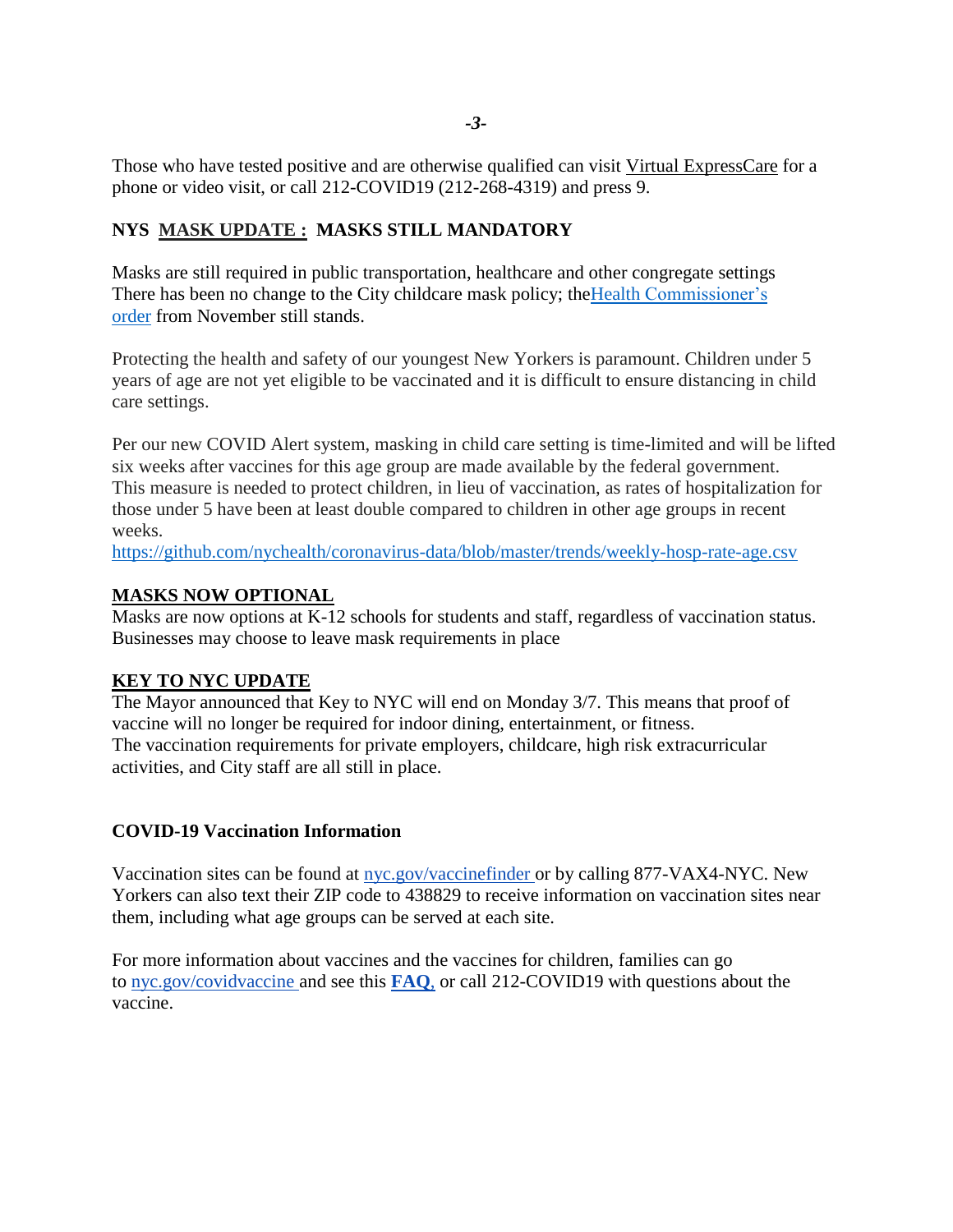Those who have tested positive and are otherwise qualified can visit Virtual ExpressCare for a phone or video visit, or call 212-COVID19 (212-268-4319) and press 9.

**NYS MASK UPDATE : MASKS STILL MANDATORY**

Masks are still required in public transportation, healthcare and other congregate settings There has been no change to the City childcare mask policy; theHealth Commissioner's order from November still stands.

Protecting the health and safety of our youngest New Yorkers is paramount. Children under 5 years of age are not yet eligible to be vaccinated and it is difficult to ensure distancing in child care settings.

Per our new COVID Alert system, masking in child care setting is time-limited and will be lifted six weeks after vaccines for this age group are made available by the federal government. This measure is needed to protect children, in lieu of vaccination, as rates of hospitalization for those under 5 have been at least double compared to children in other age groups in recent weeks.
https://github.com/nychealth/coronavirus-data/blob/master/trends/weekly-hosp-rate-age.csv

**MASKS NOW OPTIONAL**

Masks are now options at K-12 schools for students and staff, regardless of vaccination status. Businesses may choose to leave mask requirements in place

**KEY TO NYC UPDATE**

The Mayor announced that Key to NYC will end on Monday 3/7. This means that proof of vaccine will no longer be required for indoor dining, entertainment, or fitness.
The vaccination requirements for private employers, childcare, high risk extracurricular activities, and City staff are all still in place.

**COVID-19 Vaccination Information**

Vaccination sites can be found at nyc.gov/vaccinefinder or by calling 877-VAX4-NYC. New Yorkers can also text their ZIP code to 438829 to receive information on vaccination sites near them, including what age groups can be served at each site.

For more information about vaccines and the vaccines for children, families can go to nyc.gov/covidvaccine and see this **FAQ**, or call 212-COVID19 with questions about the vaccine.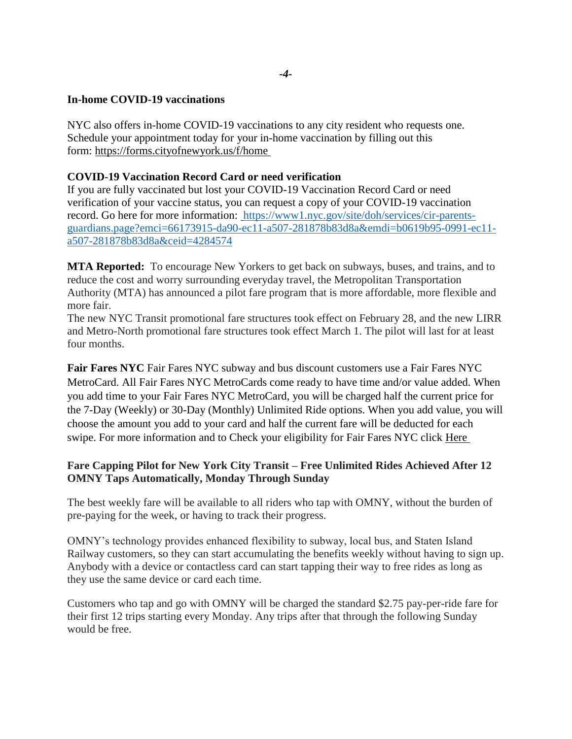**In-home COVID-19 vaccinations**

NYC also offers in-home COVID-19 vaccinations to any city resident who requests one. Schedule your appointment today for your in-home vaccination by filling out this form: https://forms.cityofnewyork.us/f/home

**COVID-19 Vaccination Record Card or need verification**

If you are fully vaccinated but lost your COVID-19 Vaccination Record Card or need verification of your vaccine status, you can request a copy of your COVID-19 vaccination record. Go here for more information: https://www1.nyc.gov/site/doh/services/cir-parents-guardians.page?emci=66173915-da90-ec11-a507-281878b83d8a&emdi=b0619b95-0991-ec11-a507-281878b83d8a&ceid=4284574

**MTA Reported:** To encourage New Yorkers to get back on subways, buses, and trains, and to reduce the cost and worry surrounding everyday travel, the Metropolitan Transportation Authority (MTA) has announced a pilot fare program that is more affordable, more flexible and more fair.
The new NYC Transit promotional fare structures took effect on February 28, and the new LIRR and Metro-North promotional fare structures took effect March 1. The pilot will last for at least four months.

**Fair Fares NYC** Fair Fares NYC subway and bus discount customers use a Fair Fares NYC MetroCard. All Fair Fares NYC MetroCards come ready to have time and/or value added. When you add time to your Fair Fares NYC MetroCard, you will be charged half the current price for the 7-Day (Weekly) or 30-Day (Monthly) Unlimited Ride options. When you add value, you will choose the amount you add to your card and half the current fare will be deducted for each swipe. For more information and to Check your eligibility for Fair Fares NYC click Here

**Fare Capping Pilot for New York City Transit – Free Unlimited Rides Achieved After 12 OMNY Taps Automatically, Monday Through Sunday**

The best weekly fare will be available to all riders who tap with OMNY, without the burden of pre-paying for the week, or having to track their progress.

OMNY's technology provides enhanced flexibility to subway, local bus, and Staten Island Railway customers, so they can start accumulating the benefits weekly without having to sign up. Anybody with a device or contactless card can start tapping their way to free rides as long as they use the same device or card each time.

Customers who tap and go with OMNY will be charged the standard $2.75 pay-per-ride fare for their first 12 trips starting every Monday. Any trips after that through the following Sunday would be free.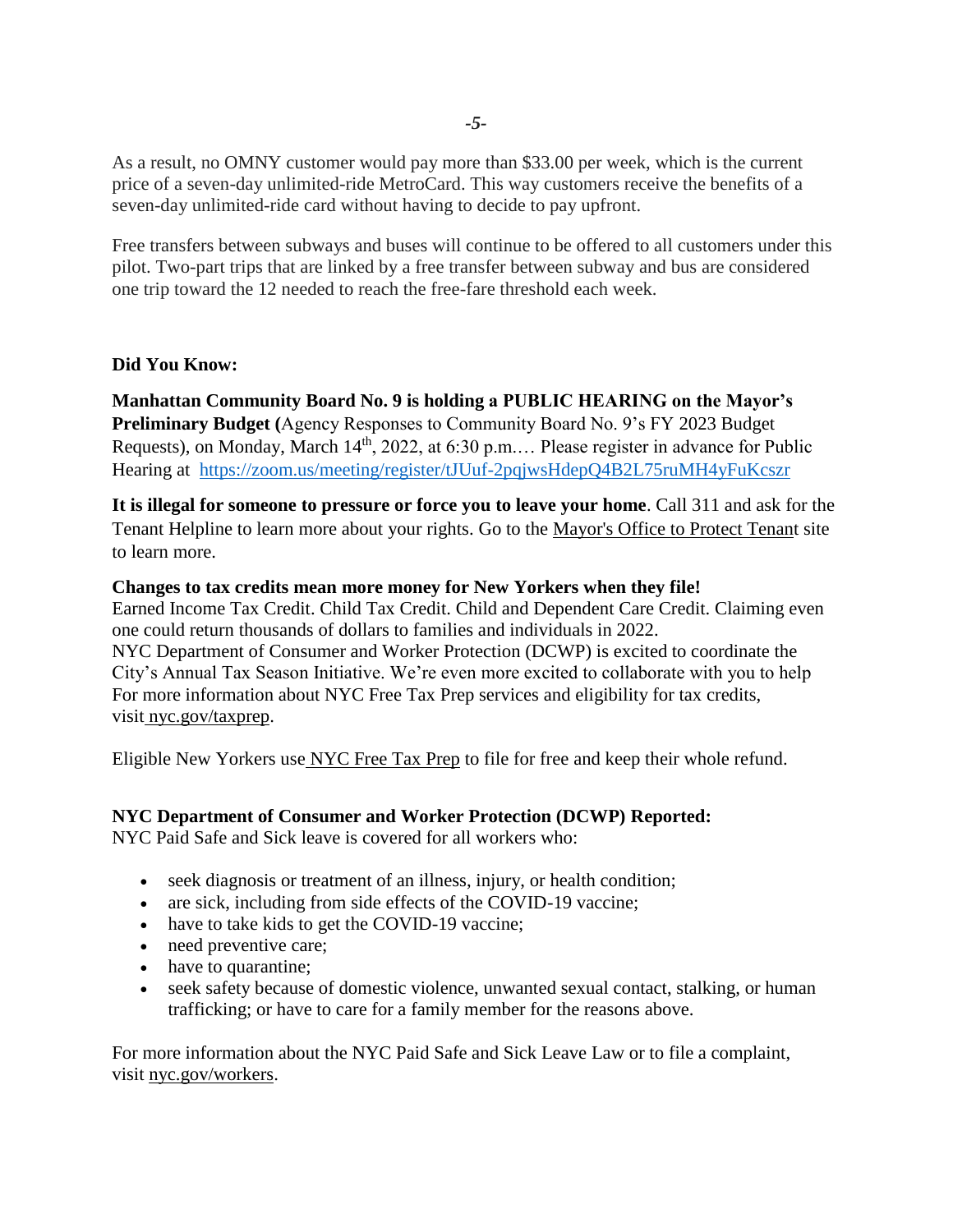As a result, no OMNY customer would pay more than $33.00 per week, which is the current price of a seven-day unlimited-ride MetroCard. This way customers receive the benefits of a seven-day unlimited-ride card without having to decide to pay upfront.

Free transfers between subways and buses will continue to be offered to all customers under this pilot. Two-part trips that are linked by a free transfer between subway and bus are considered one trip toward the 12 needed to reach the free-fare threshold each week.

**Did You Know:**

**Manhattan Community Board No. 9 is holding a PUBLIC HEARING on the Mayor's Preliminary Budget (**Agency Responses to Community Board No. 9's FY 2023 Budget Requests), on Monday, March 14th, 2022, at 6:30 p.m.… Please register in advance for Public Hearing at https://zoom.us/meeting/register/tJUuf-2pqjwsHdepQ4B2L75ruMH4yFuKcszr

**It is illegal for someone to pressure or force you to leave your home**. Call 311 and ask for the Tenant Helpline to learn more about your rights. Go to the Mayor's Office to Protect Tenant site to learn more.

**Changes to tax credits mean more money for New Yorkers when they file!**
Earned Income Tax Credit. Child Tax Credit. Child and Dependent Care Credit. Claiming even one could return thousands of dollars to families and individuals in 2022.
NYC Department of Consumer and Worker Protection (DCWP) is excited to coordinate the City's Annual Tax Season Initiative. We're even more excited to collaborate with you to help For more information about NYC Free Tax Prep services and eligibility for tax credits, visit nyc.gov/taxprep.

Eligible New Yorkers use NYC Free Tax Prep to file for free and keep their whole refund.

**NYC Department of Consumer and Worker Protection (DCWP) Reported:**
NYC Paid Safe and Sick leave is covered for all workers who:

- seek diagnosis or treatment of an illness, injury, or health condition;
- are sick, including from side effects of the COVID-19 vaccine;
- have to take kids to get the COVID-19 vaccine;
- need preventive care;
- have to quarantine;
- seek safety because of domestic violence, unwanted sexual contact, stalking, or human trafficking; or have to care for a family member for the reasons above.

For more information about the NYC Paid Safe and Sick Leave Law or to file a complaint, visit nyc.gov/workers.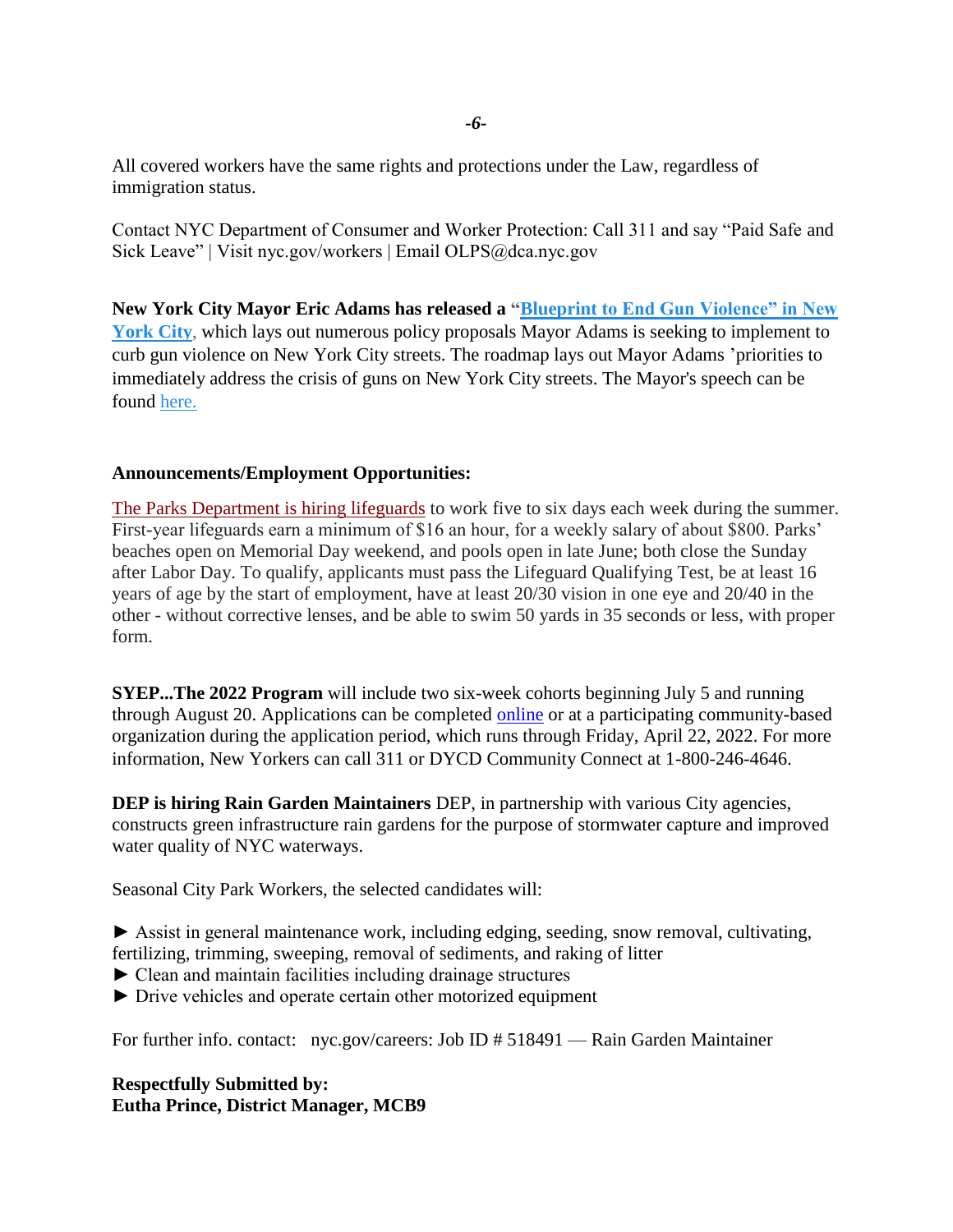All covered workers have the same rights and protections under the Law, regardless of immigration status.

Contact NYC Department of Consumer and Worker Protection: Call 311 and say "Paid Safe and Sick Leave" | Visit nyc.gov/workers | Email OLPS@dca.nyc.gov

**New York City Mayor Eric Adams has released a "Blueprint to End Gun Violence" in New York City**, which lays out numerous policy proposals Mayor Adams is seeking to implement to curb gun violence on New York City streets. The roadmap lays out Mayor Adams 'priorities to immediately address the crisis of guns on New York City streets. The Mayor's speech can be found here.

**Announcements/Employment Opportunities:**

The Parks Department is hiring lifeguards to work five to six days each week during the summer. First-year lifeguards earn a minimum of $16 an hour, for a weekly salary of about $800. Parks' beaches open on Memorial Day weekend, and pools open in late June; both close the Sunday after Labor Day. To qualify, applicants must pass the Lifeguard Qualifying Test, be at least 16 years of age by the start of employment, have at least 20/30 vision in one eye and 20/40 in the other - without corrective lenses, and be able to swim 50 yards in 35 seconds or less, with proper form.

**SYEP...The 2022 Program** will include two six-week cohorts beginning July 5 and running through August 20. Applications can be completed online or at a participating community-based organization during the application period, which runs through Friday, April 22, 2022. For more information, New Yorkers can call 311 or DYCD Community Connect at 1-800-246-4646.

**DEP is hiring Rain Garden Maintainers** DEP, in partnership with various City agencies, constructs green infrastructure rain gardens for the purpose of stormwater capture and improved water quality of NYC waterways.

Seasonal City Park Workers, the selected candidates will:

► Assist in general maintenance work, including edging, seeding, snow removal, cultivating, fertilizing, trimming, sweeping, removal of sediments, and raking of litter
► Clean and maintain facilities including drainage structures
► Drive vehicles and operate certain other motorized equipment

For further info. contact: nyc.gov/careers: Job ID # 518491 — Rain Garden Maintainer

**Respectfully Submitted by:**
**Eutha Prince, District Manager, MCB9**